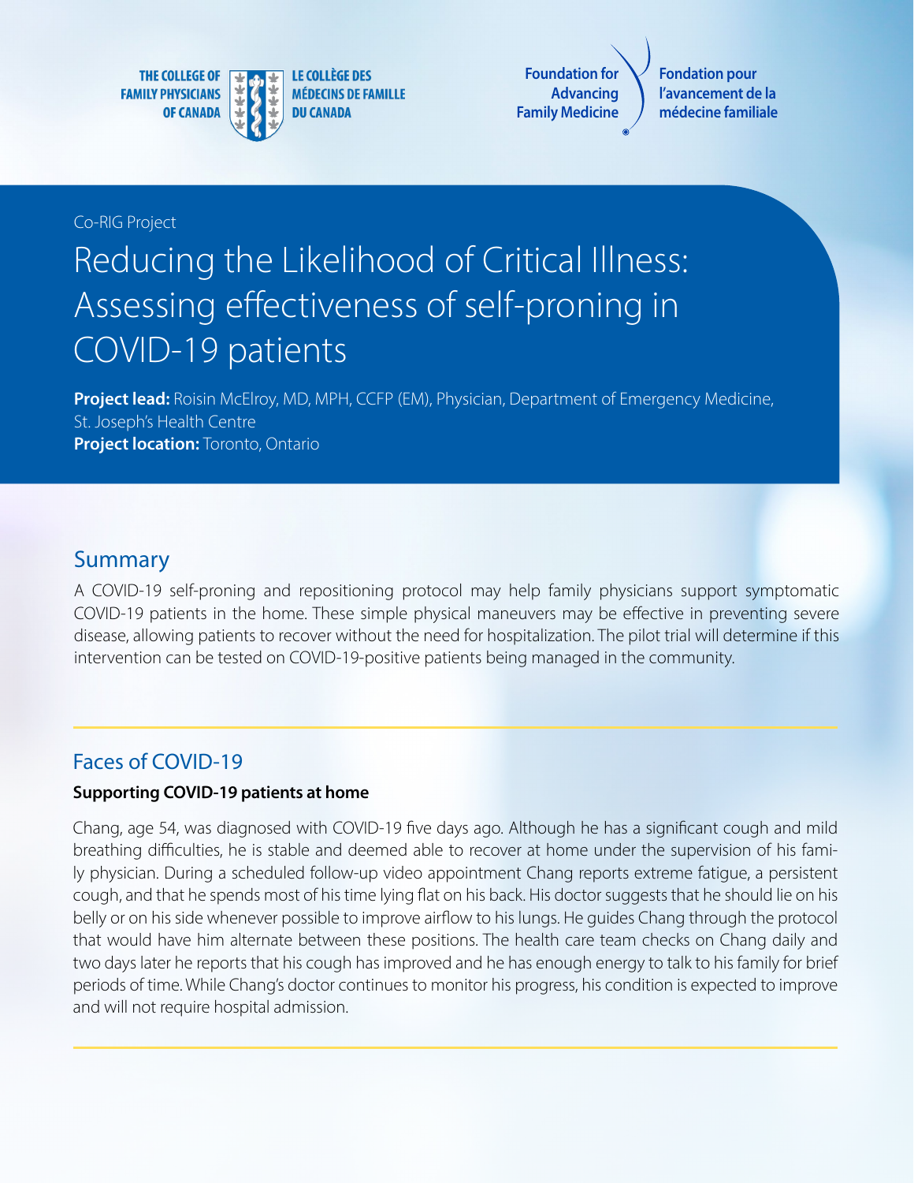THE COLLEGE OF FAMILY PHYSICIANS OF CANADA

LE COLLÈGE DES MÉDECINS DE FAMILLE DU CANADA

Foundation for Advancing Family Medicine

Fondation pour l'avancement de la médecine familiale

Co-RIG Project

# Reducing the Likelihood of Critical Illness: Assessing effectiveness of self-proning in COVID-19 patients

**Project lead:** Roisin McElroy, MD, MPH, CCFP (EM), Physician, Department of Emergency Medicine, St. Joseph's Health Centre

**Project location:** Toronto, Ontario

## Summary

A COVID-19 self-proning and repositioning protocol may help family physicians support symptomatic COVID-19 patients in the home. These simple physical maneuvers may be effective in preventing severe disease, allowing patients to recover without the need for hospitalization. The pilot trial will determine if this intervention can be tested on COVID-19-positive patients being managed in the community.

## Faces of COVID-19

**Supporting COVID-19 patients at home**

Chang, age 54, was diagnosed with COVID-19 five days ago. Although he has a significant cough and mild breathing difficulties, he is stable and deemed able to recover at home under the supervision of his family physician. During a scheduled follow-up video appointment Chang reports extreme fatigue, a persistent cough, and that he spends most of his time lying flat on his back. His doctor suggests that he should lie on his belly or on his side whenever possible to improve airflow to his lungs. He guides Chang through the protocol that would have him alternate between these positions. The health care team checks on Chang daily and two days later he reports that his cough has improved and he has enough energy to talk to his family for brief periods of time. While Chang's doctor continues to monitor his progress, his condition is expected to improve and will not require hospital admission.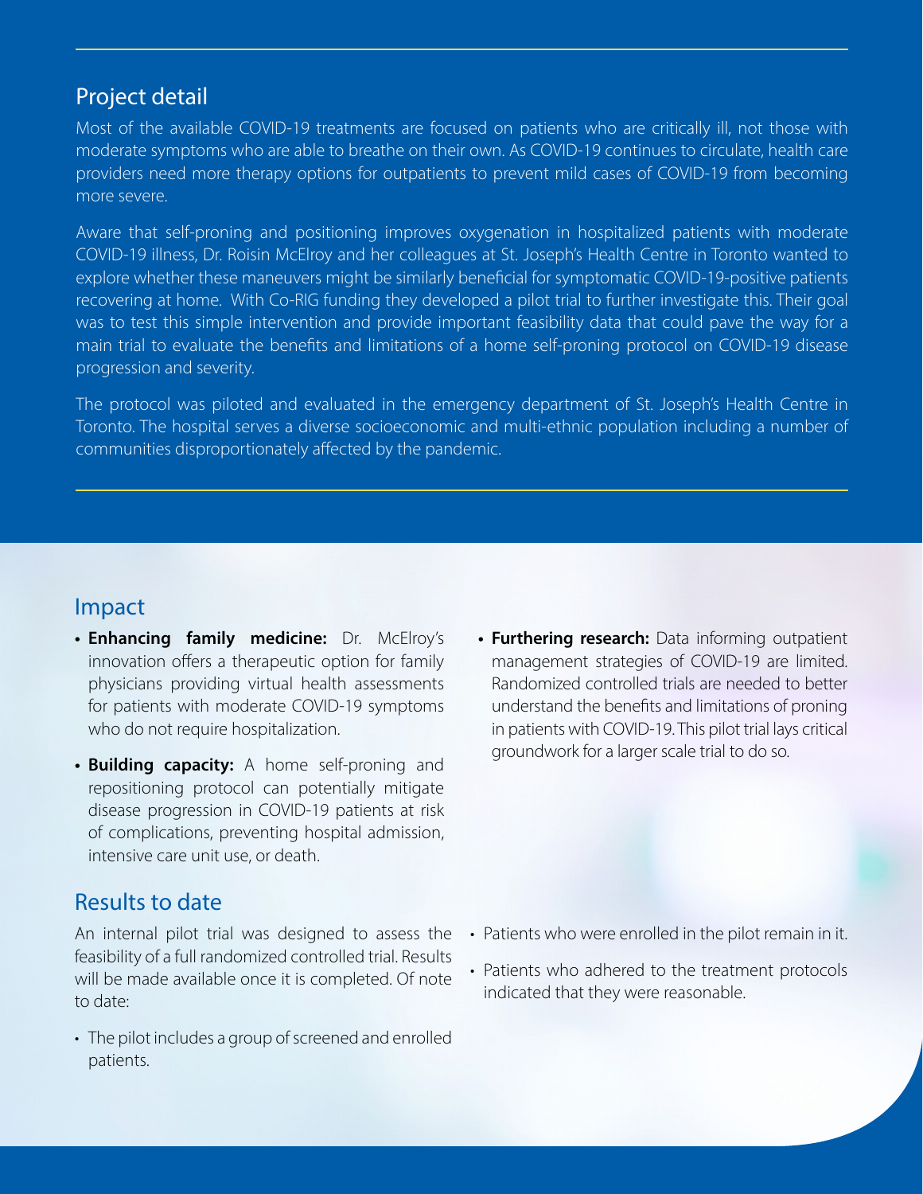## Project detail

Most of the available COVID-19 treatments are focused on patients who are critically ill, not those with moderate symptoms who are able to breathe on their own. As COVID-19 continues to circulate, health care providers need more therapy options for outpatients to prevent mild cases of COVID-19 from becoming more severe.

Aware that self-proning and positioning improves oxygenation in hospitalized patients with moderate COVID-19 illness, Dr. Roisin McElroy and her colleagues at St. Joseph's Health Centre in Toronto wanted to explore whether these maneuvers might be similarly beneficial for symptomatic COVID-19-positive patients recovering at home. With Co-RIG funding they developed a pilot trial to further investigate this. Their goal was to test this simple intervention and provide important feasibility data that could pave the way for a main trial to evaluate the benefits and limitations of a home self-proning protocol on COVID-19 disease progression and severity.

The protocol was piloted and evaluated in the emergency department of St. Joseph's Health Centre in Toronto. The hospital serves a diverse socioeconomic and multi-ethnic population including a number of communities disproportionately affected by the pandemic.

## Impact

- **Enhancing family medicine:** Dr. McElroy's innovation offers a therapeutic option for family physicians providing virtual health assessments for patients with moderate COVID-19 symptoms who do not require hospitalization.
- **Building capacity:** A home self-proning and repositioning protocol can potentially mitigate disease progression in COVID-19 patients at risk of complications, preventing hospital admission, intensive care unit use, or death.
- **Furthering research:** Data informing outpatient management strategies of COVID-19 are limited. Randomized controlled trials are needed to better understand the benefits and limitations of proning in patients with COVID-19. This pilot trial lays critical groundwork for a larger scale trial to do so.

## Results to date

An internal pilot trial was designed to assess the feasibility of a full randomized controlled trial. Results will be made available once it is completed. Of note to date:

- The pilot includes a group of screened and enrolled patients.
- Patients who were enrolled in the pilot remain in it.
- Patients who adhered to the treatment protocols indicated that they were reasonable.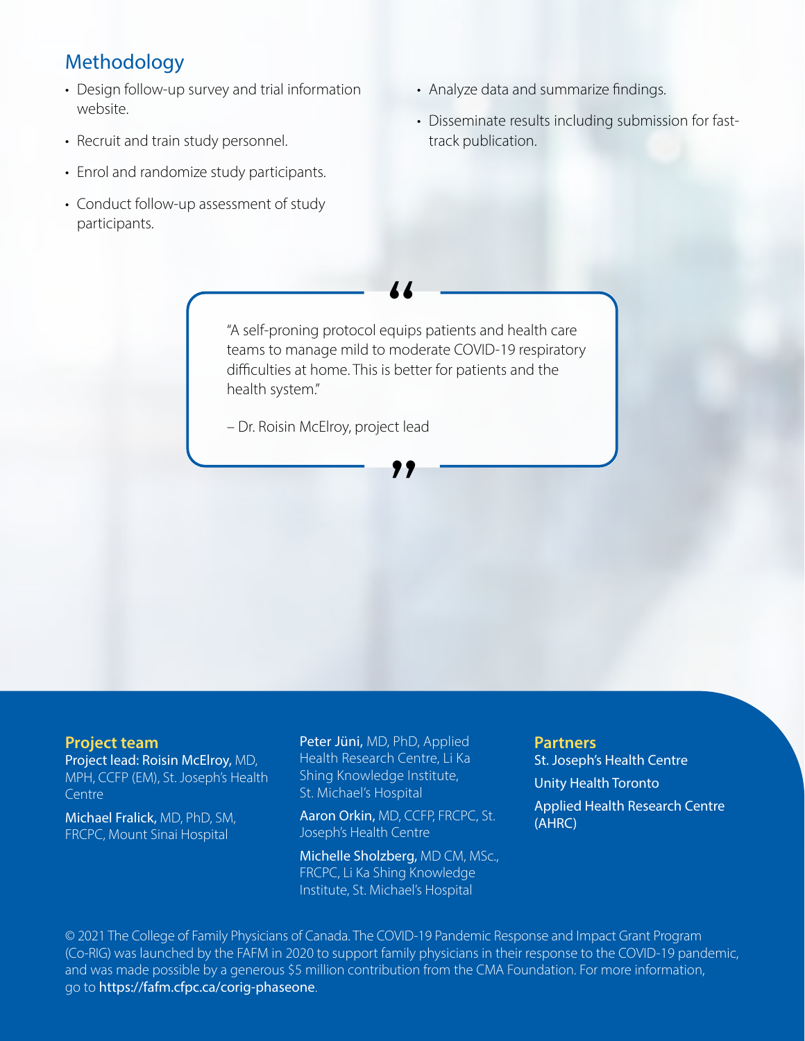## Methodology

- Design follow-up survey and trial information website.
- Recruit and train study personnel.
- Enrol and randomize study participants.
- Conduct follow-up assessment of study participants.
- Analyze data and summarize findings.
- Disseminate results including submission for fast-track publication.

> "A self-proning protocol equips patients and health care teams to manage mild to moderate COVID-19 respiratory difficulties at home. This is better for patients and the health system."
>
> – Dr. Roisin McElroy, project lead

### Project team

**Project lead: Roisin McElroy,** MD, MPH, CCFP (EM), St. Joseph's Health Centre

**Michael Fralick,** MD, PhD, SM, FRCPC, Mount Sinai Hospital

**Peter Jüni,** MD, PhD, Applied Health Research Centre, Li Ka Shing Knowledge Institute, St. Michael's Hospital

**Aaron Orkin,** MD, CCFP, FRCPC, St. Joseph's Health Centre

**Michelle Sholzberg,** MD CM, MSc., FRCPC, Li Ka Shing Knowledge Institute, St. Michael's Hospital

### Partners

St. Joseph's Health Centre

Unity Health Toronto

Applied Health Research Centre (AHRC)

© 2021 The College of Family Physicians of Canada. The COVID-19 Pandemic Response and Impact Grant Program (Co-RIG) was launched by the FAFM in 2020 to support family physicians in their response to the COVID-19 pandemic, and was made possible by a generous $5 million contribution from the CMA Foundation. For more information, go to https://fafm.cfpc.ca/corig-phaseone.